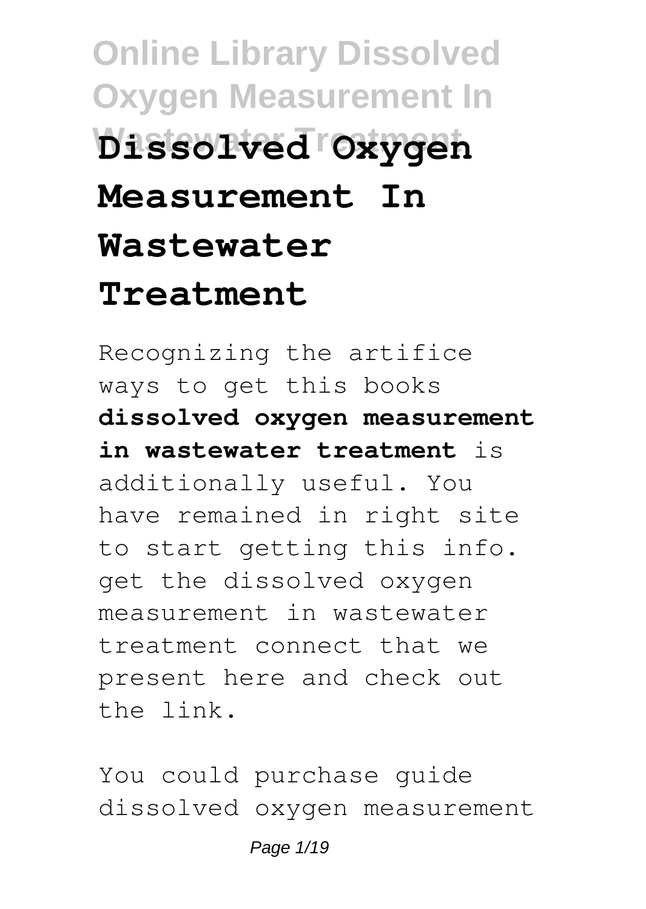# Dissolved Oxygen Measurement In Wastewater Treatment

Recognizing the artifice ways to get this books **dissolved oxygen measurement in wastewater treatment** is additionally useful. You have remained in right site to start getting this info. get the dissolved oxygen measurement in wastewater treatment connect that we present here and check out the link.

You could purchase guide dissolved oxygen measurement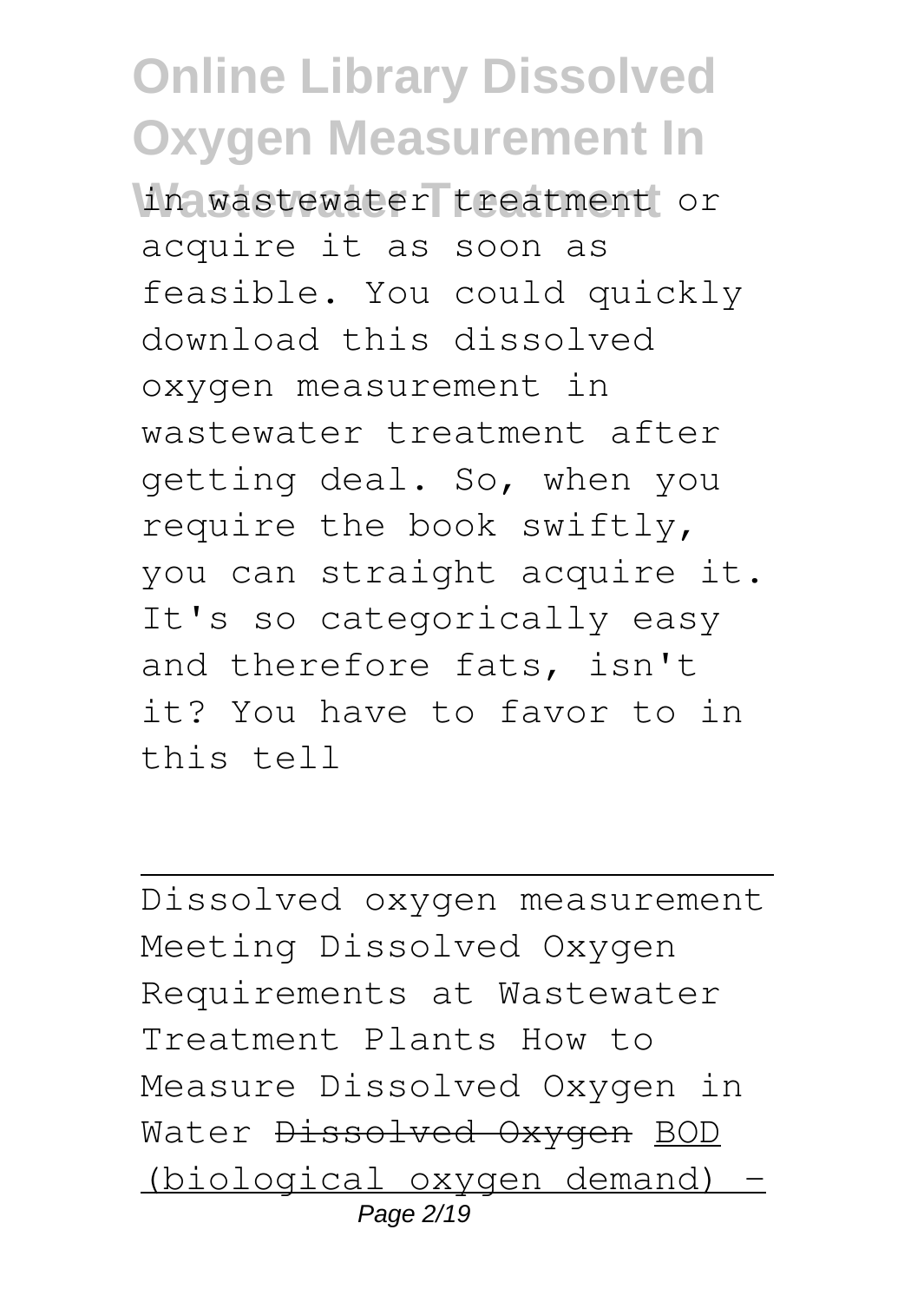in wastewater treatment or acquire it as soon as feasible. You could quickly download this dissolved oxygen measurement in wastewater treatment after getting deal. So, when you require the book swiftly, you can straight acquire it. It's so categorically easy and therefore fats, isn't it? You have to favor to in this tell

---

Dissolved oxygen measurement Meeting Dissolved Oxygen Requirements at Wastewater Treatment Plants How to Measure Dissolved Oxygen in Water ~~Dissolved Oxygen~~ BOD (biological oxygen demand) -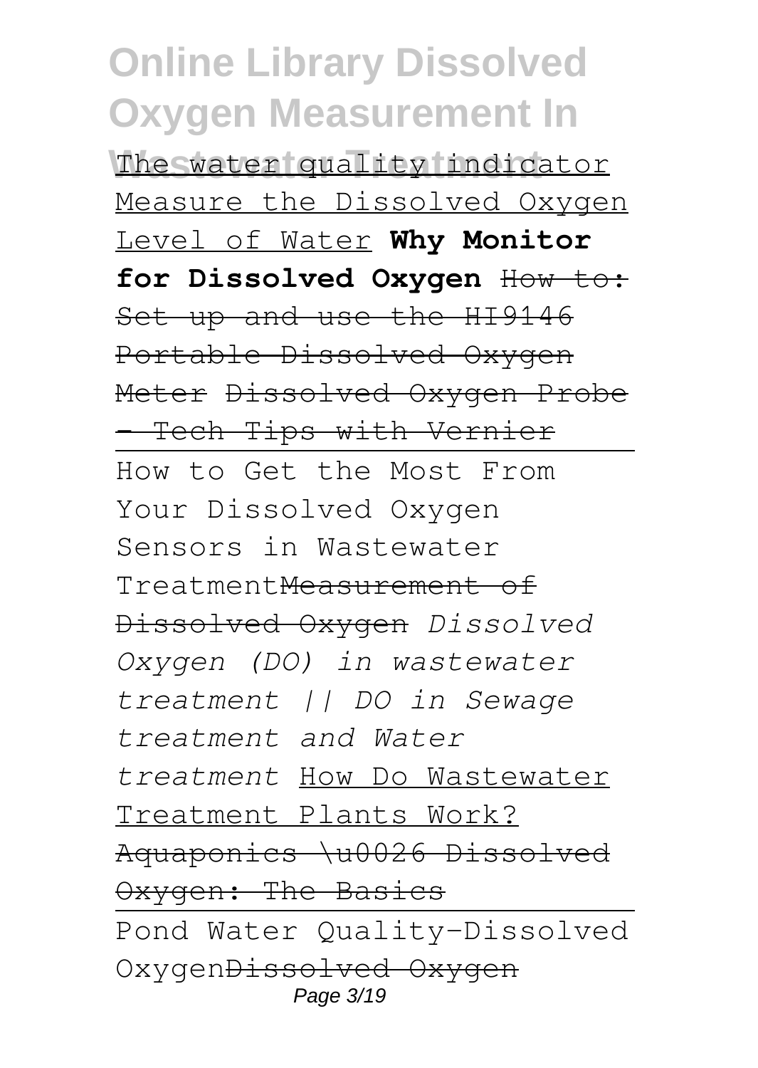The water quality indicator Measure the Dissolved Oxygen Level of Water **Why Monitor for Dissolved Oxygen** ~~How to: Set up and use the HI9146 Portable Dissolved Oxygen Meter~~ ~~Dissolved Oxygen Probe - Tech Tips with Vernier~~

How to Get the Most From Your Dissolved Oxygen Sensors in Wastewater Treatment~~Measurement of Dissolved Oxygen~~ *Dissolved Oxygen (DO) in wastewater treatment || DO in Sewage treatment and Water treatment* How Do Wastewater Treatment Plants Work? ~~Aquaponics \u0026 Dissolved Oxygen: The Basics~~

Pond Water Quality-Dissolved Oxygen~~Dissolved Oxygen~~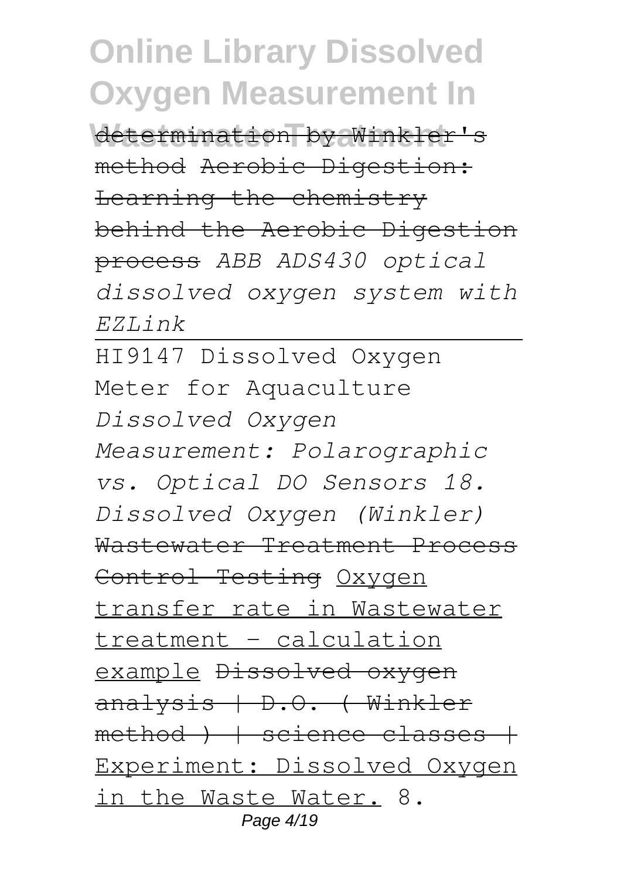determination by Winkler's method Aerobic Digestion: Learning the chemistry behind the Aerobic Digestion process *ABB ADS430 optical dissolved oxygen system with EZLink*

HI9147 Dissolved Oxygen Meter for Aquaculture *Dissolved Oxygen Measurement: Polarographic vs. Optical DO Sensors 18. Dissolved Oxygen (Winkler)* Wastewater Treatment Process Control Testing Oxygen transfer rate in Wastewater treatment - calculation example Dissolved oxygen analysis | D.O. ( Winkler method ) | science classes | Experiment: Dissolved Oxygen in the Waste Water. 8.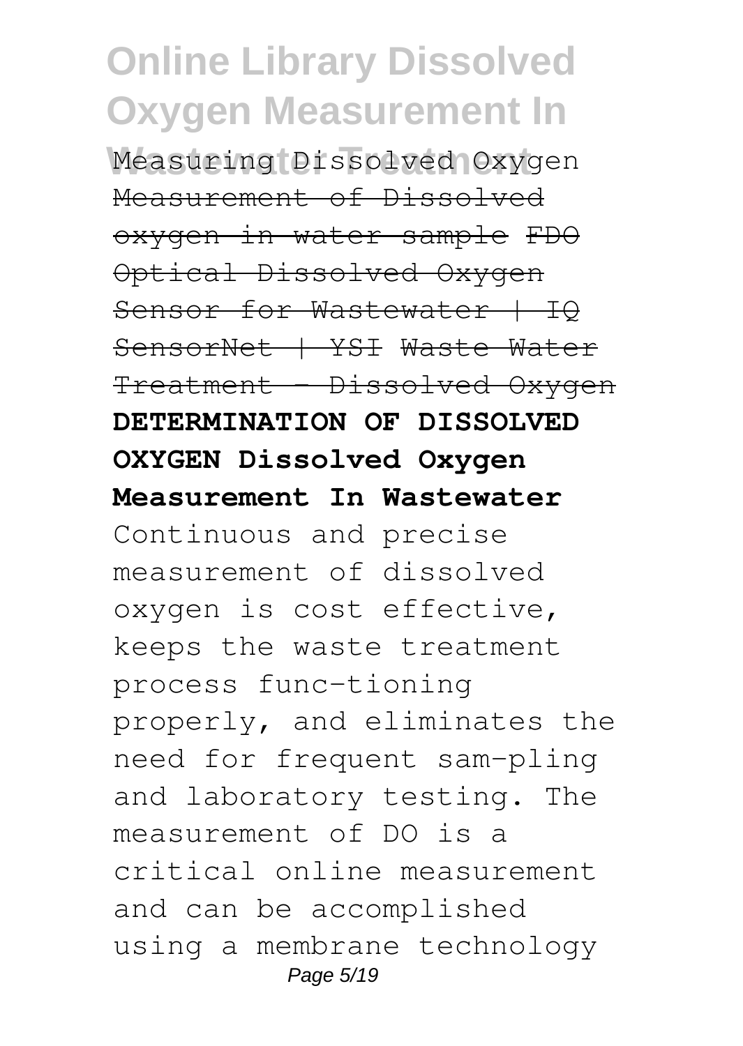Measuring Dissolved Oxygen ~~Measurement of Dissolved oxygen in water sample~~ ~~FDO Optical Dissolved Oxygen Sensor for Wastewater | IQ SensorNet | YSI~~ ~~Waste Water Treatment - Dissolved Oxygen~~ **DETERMINATION OF DISSOLVED OXYGEN Dissolved Oxygen Measurement In Wastewater**

Continuous and precise measurement of dissolved oxygen is cost effective, keeps the waste treatment process func-tioning properly, and eliminates the need for frequent sam-pling and laboratory testing. The measurement of DO is a critical online measurement and can be accomplished using a membrane technology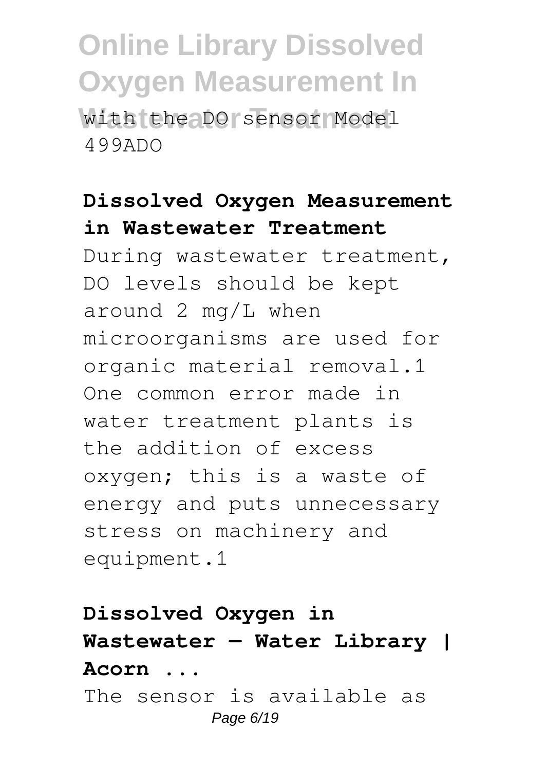with the DO sensor Model 499ADO

**Dissolved Oxygen Measurement in Wastewater Treatment**

During wastewater treatment, DO levels should be kept around 2 mg/L when microorganisms are used for organic material removal.1 One common error made in water treatment plants is the addition of excess oxygen; this is a waste of energy and puts unnecessary stress on machinery and equipment.1

**Dissolved Oxygen in Wastewater — Water Library | Acorn ...**

The sensor is available as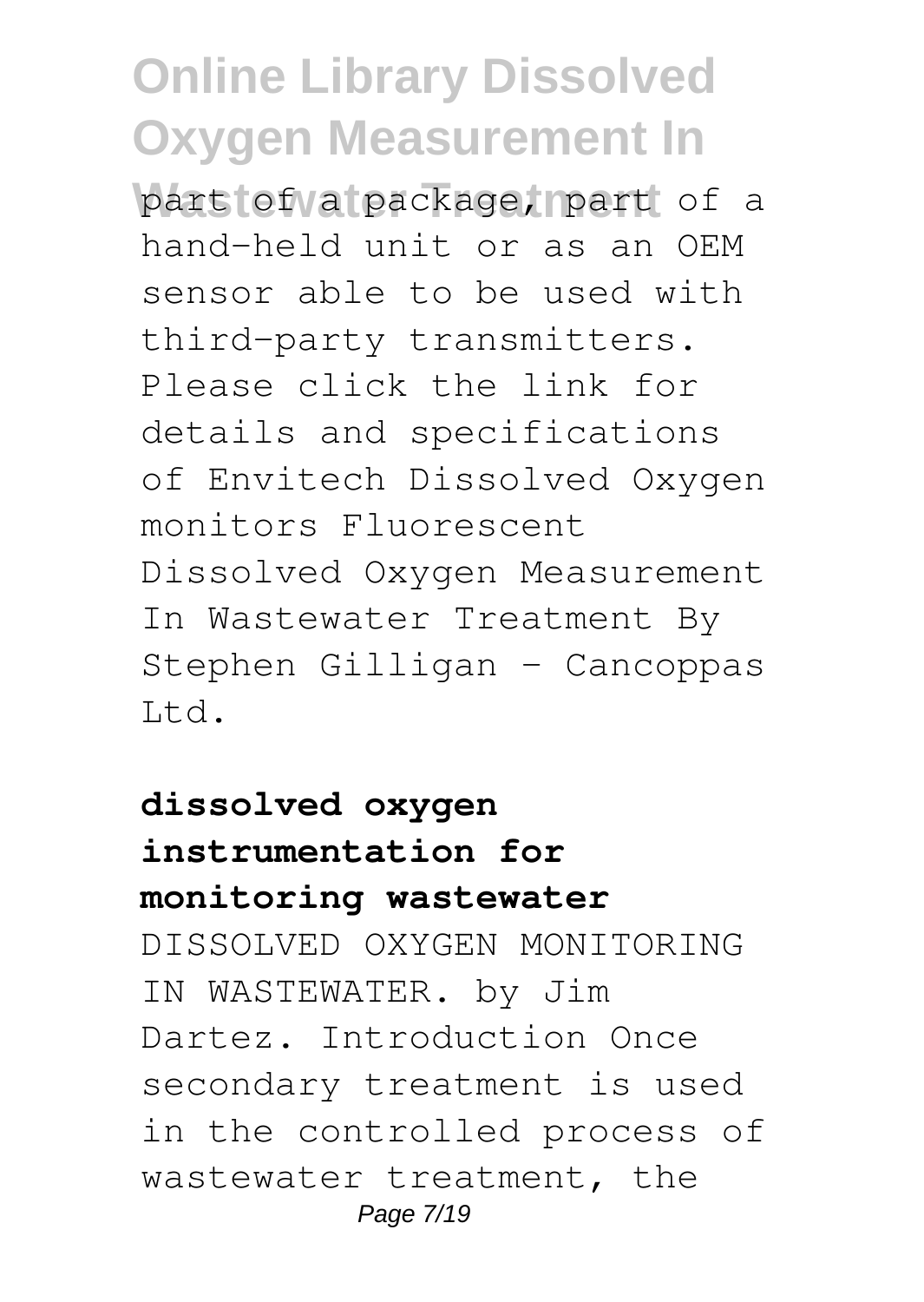part of a package, part of a hand-held unit or as an OEM sensor able to be used with third-party transmitters. Please click the link for details and specifications of Envitech Dissolved Oxygen monitors Fluorescent Dissolved Oxygen Measurement In Wastewater Treatment By Stephen Gilligan - Cancoppas Ltd.

**dissolved oxygen instrumentation for monitoring wastewater**

DISSOLVED OXYGEN MONITORING IN WASTEWATER. by Jim Dartez. Introduction Once secondary treatment is used in the controlled process of wastewater treatment, the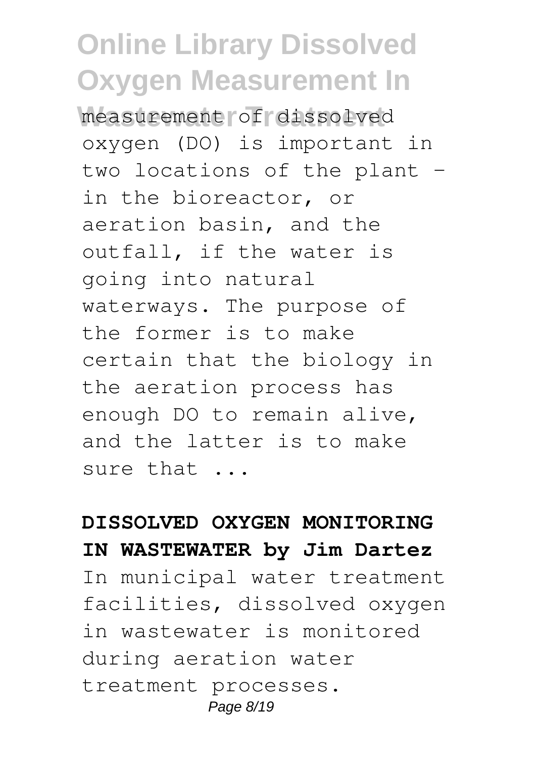measurement of dissolved oxygen (DO) is important in two locations of the plant – in the bioreactor, or aeration basin, and the outfall, if the water is going into natural waterways. The purpose of the former is to make certain that the biology in the aeration process has enough DO to remain alive, and the latter is to make sure that ...

**DISSOLVED OXYGEN MONITORING IN WASTEWATER by Jim Dartez**

In municipal water treatment facilities, dissolved oxygen in wastewater is monitored during aeration water treatment processes.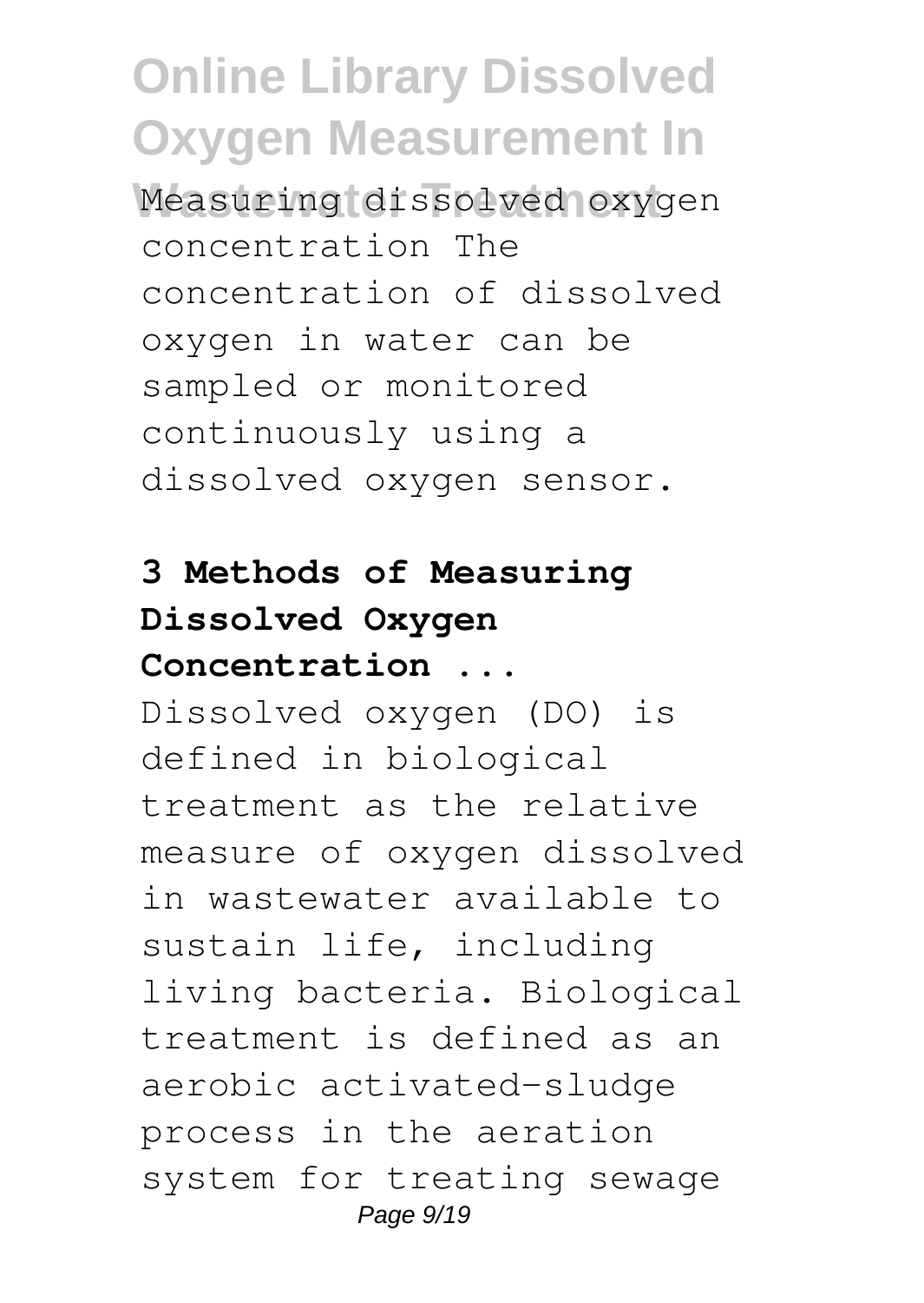Measuring dissolved oxygen concentration The concentration of dissolved oxygen in water can be sampled or monitored continuously using a dissolved oxygen sensor.

**3 Methods of Measuring Dissolved Oxygen Concentration ...**

Dissolved oxygen (DO) is defined in biological treatment as the relative measure of oxygen dissolved in wastewater available to sustain life, including living bacteria. Biological treatment is defined as an aerobic activated-sludge process in the aeration system for treating sewage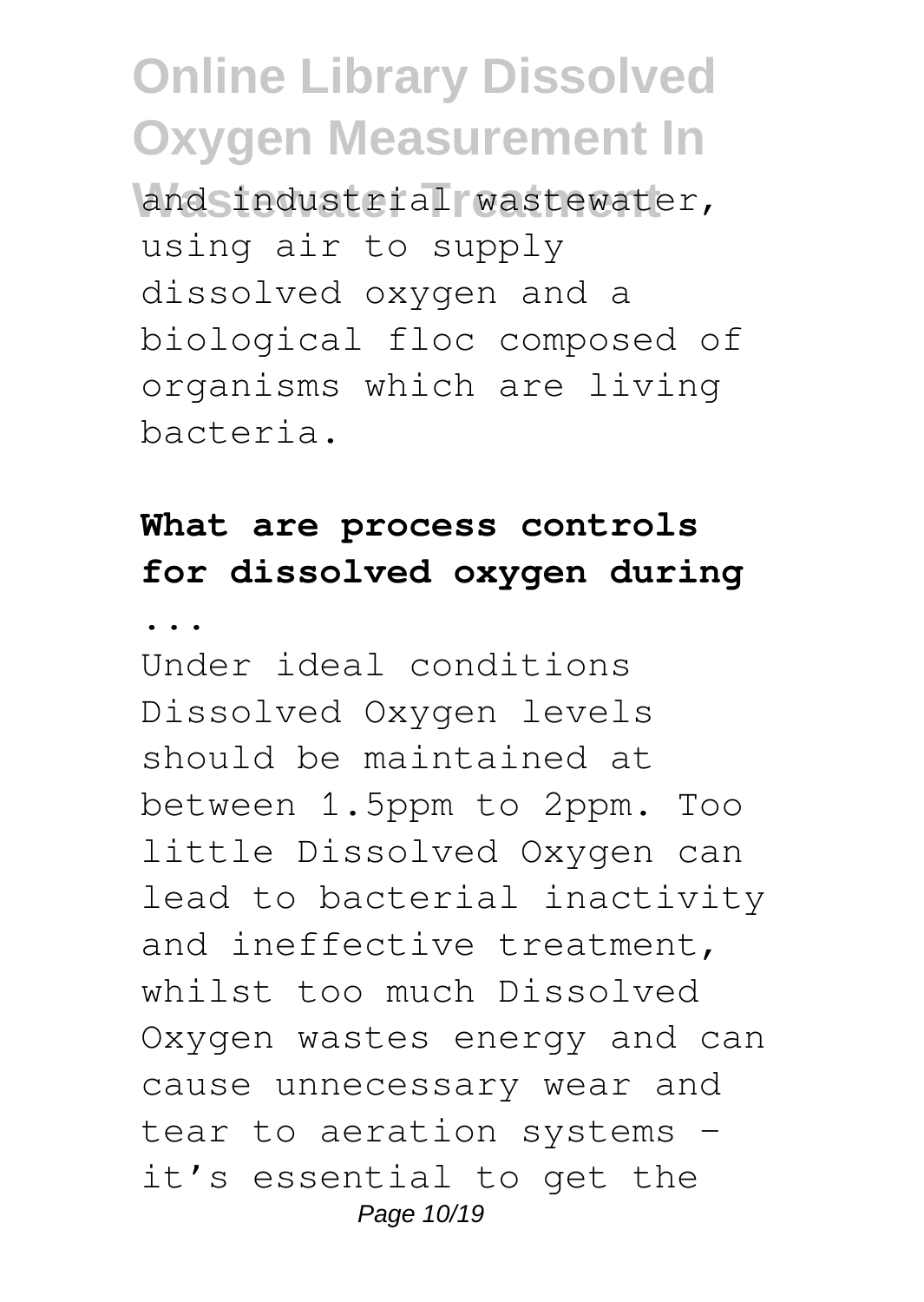and industrial wastewater, using air to supply dissolved oxygen and a biological floc composed of organisms which are living bacteria.

**What are process controls for dissolved oxygen during ...**

Under ideal conditions Dissolved Oxygen levels should be maintained at between 1.5ppm to 2ppm. Too little Dissolved Oxygen can lead to bacterial inactivity and ineffective treatment, whilst too much Dissolved Oxygen wastes energy and can cause unnecessary wear and tear to aeration systems – it's essential to get the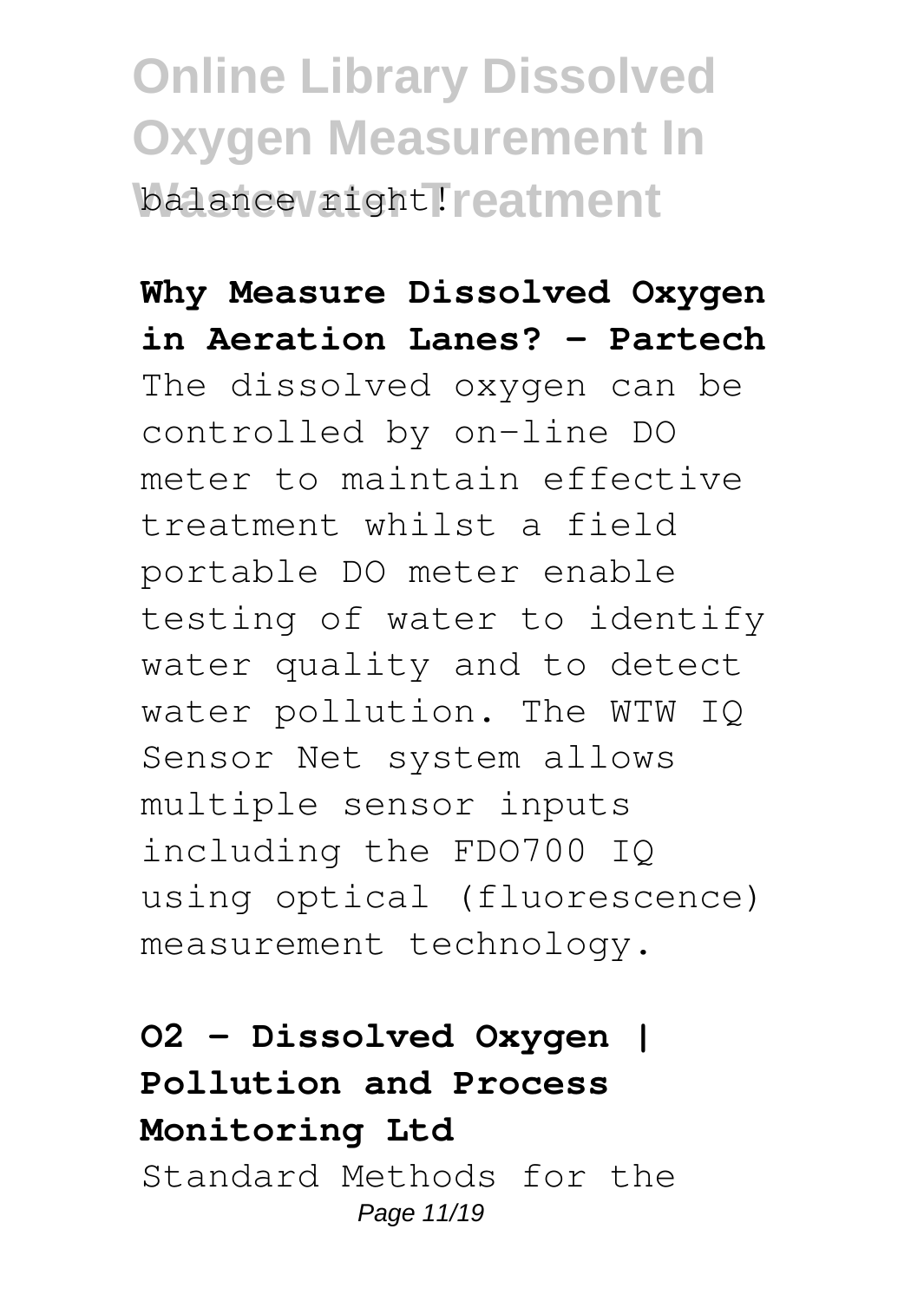balance right!

**Why Measure Dissolved Oxygen in Aeration Lanes? - Partech**

The dissolved oxygen can be controlled by on-line DO meter to maintain effective treatment whilst a field portable DO meter enable testing of water to identify water quality and to detect water pollution. The WTW IQ Sensor Net system allows multiple sensor inputs including the FDO700 IQ using optical (fluorescence) measurement technology.

**O2 - Dissolved Oxygen | Pollution and Process Monitoring Ltd**

Standard Methods for the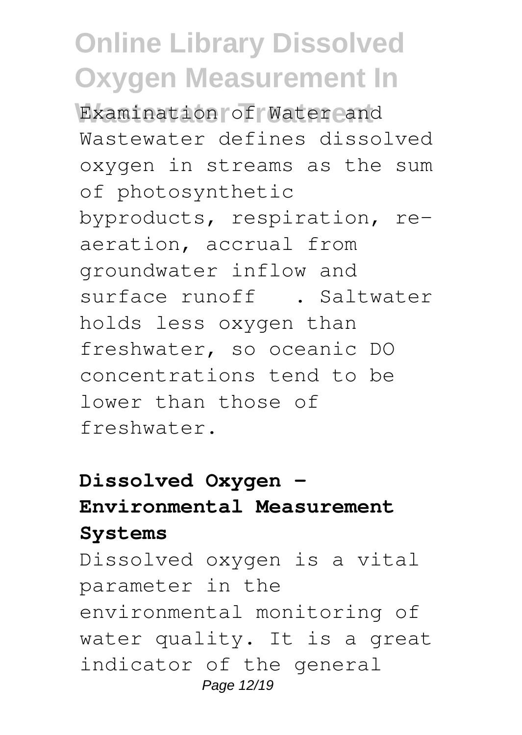Examination of Water and Wastewater defines dissolved oxygen in streams as the sum of photosynthetic byproducts, respiration, re-aeration, accrual from groundwater inflow and surface runoff . Saltwater holds less oxygen than freshwater, so oceanic DO concentrations tend to be lower than those of freshwater.

### Dissolved Oxygen - Environmental Measurement Systems

Dissolved oxygen is a vital parameter in the environmental monitoring of water quality. It is a great indicator of the general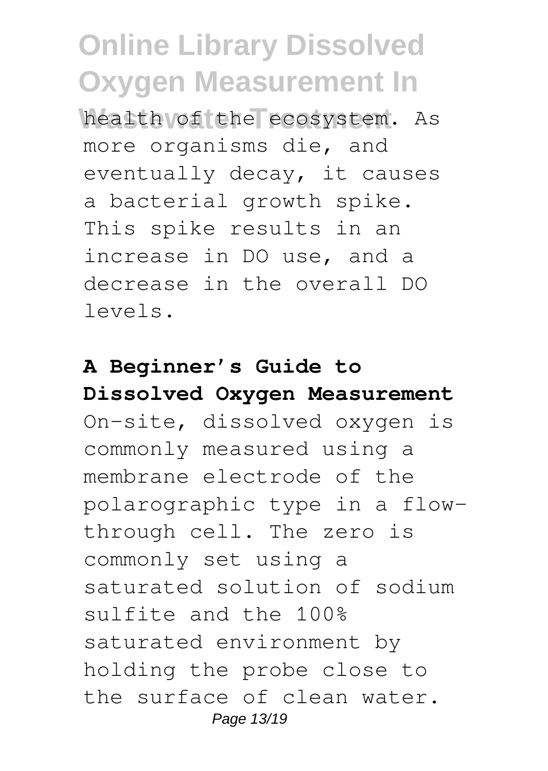health of the ecosystem. As more organisms die, and eventually decay, it causes a bacterial growth spike. This spike results in an increase in DO use, and a decrease in the overall DO levels.

**A Beginner's Guide to Dissolved Oxygen Measurement**

On-site, dissolved oxygen is commonly measured using a membrane electrode of the polarographic type in a flow-through cell. The zero is commonly set using a saturated solution of sodium sulfite and the 100% saturated environment by holding the probe close to the surface of clean water.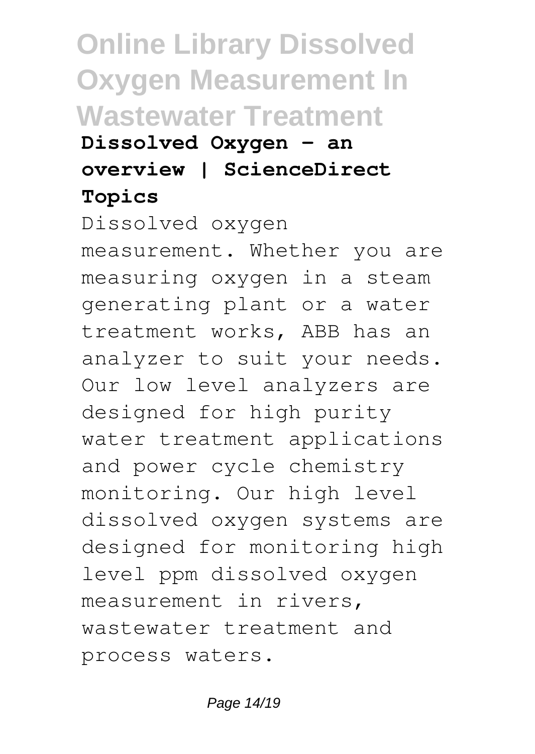**Dissolved Oxygen - an overview | ScienceDirect Topics**

Dissolved oxygen measurement. Whether you are measuring oxygen in a steam generating plant or a water treatment works, ABB has an analyzer to suit your needs. Our low level analyzers are designed for high purity water treatment applications and power cycle chemistry monitoring. Our high level dissolved oxygen systems are designed for monitoring high level ppm dissolved oxygen measurement in rivers, wastewater treatment and process waters.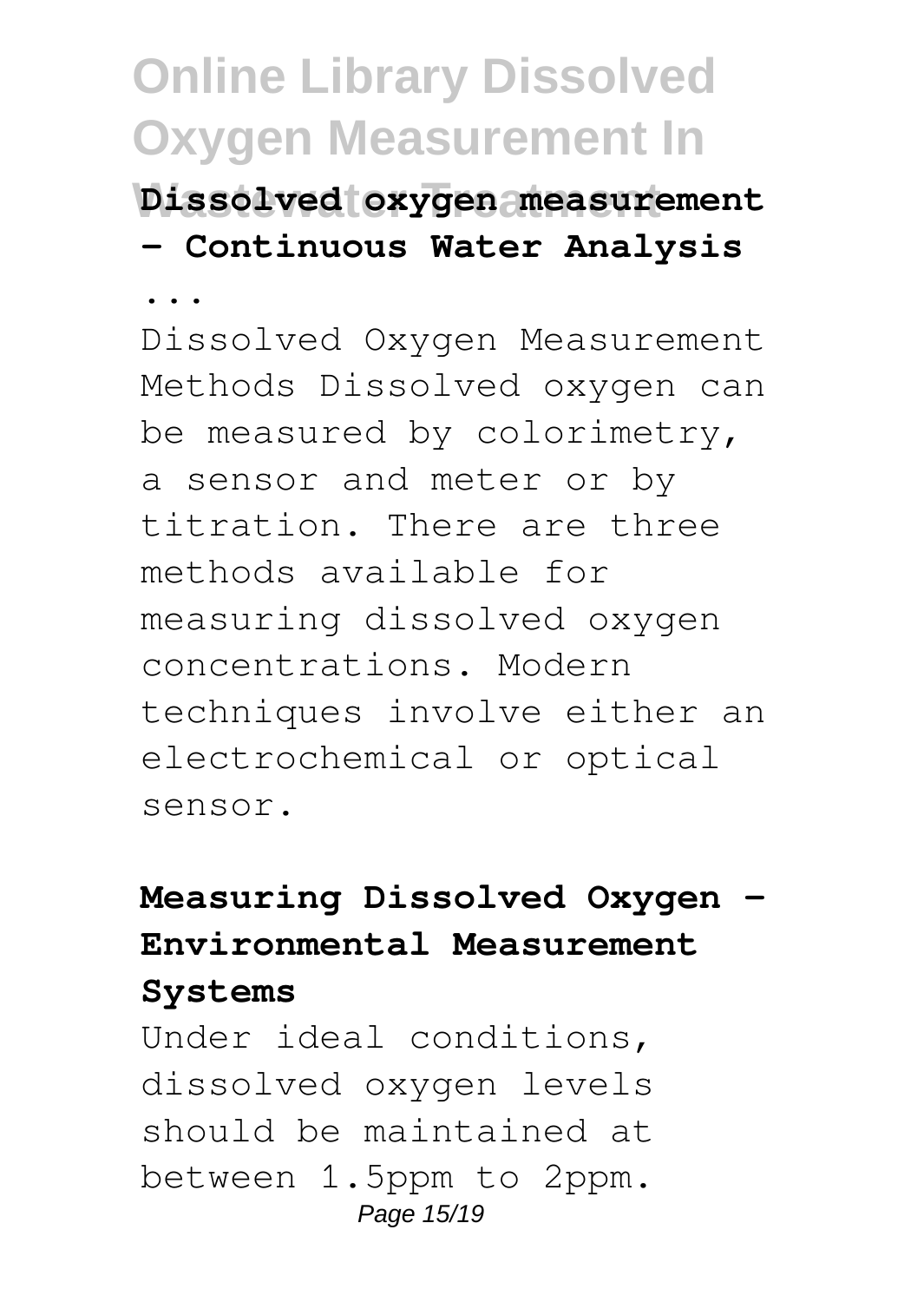### Dissolved oxygen measurement - Continuous Water Analysis ...

Dissolved Oxygen Measurement Methods Dissolved oxygen can be measured by colorimetry, a sensor and meter or by titration. There are three methods available for measuring dissolved oxygen concentrations. Modern techniques involve either an electrochemical or optical sensor.

### Measuring Dissolved Oxygen - Environmental Measurement Systems

Under ideal conditions, dissolved oxygen levels should be maintained at between 1.5ppm to 2ppm.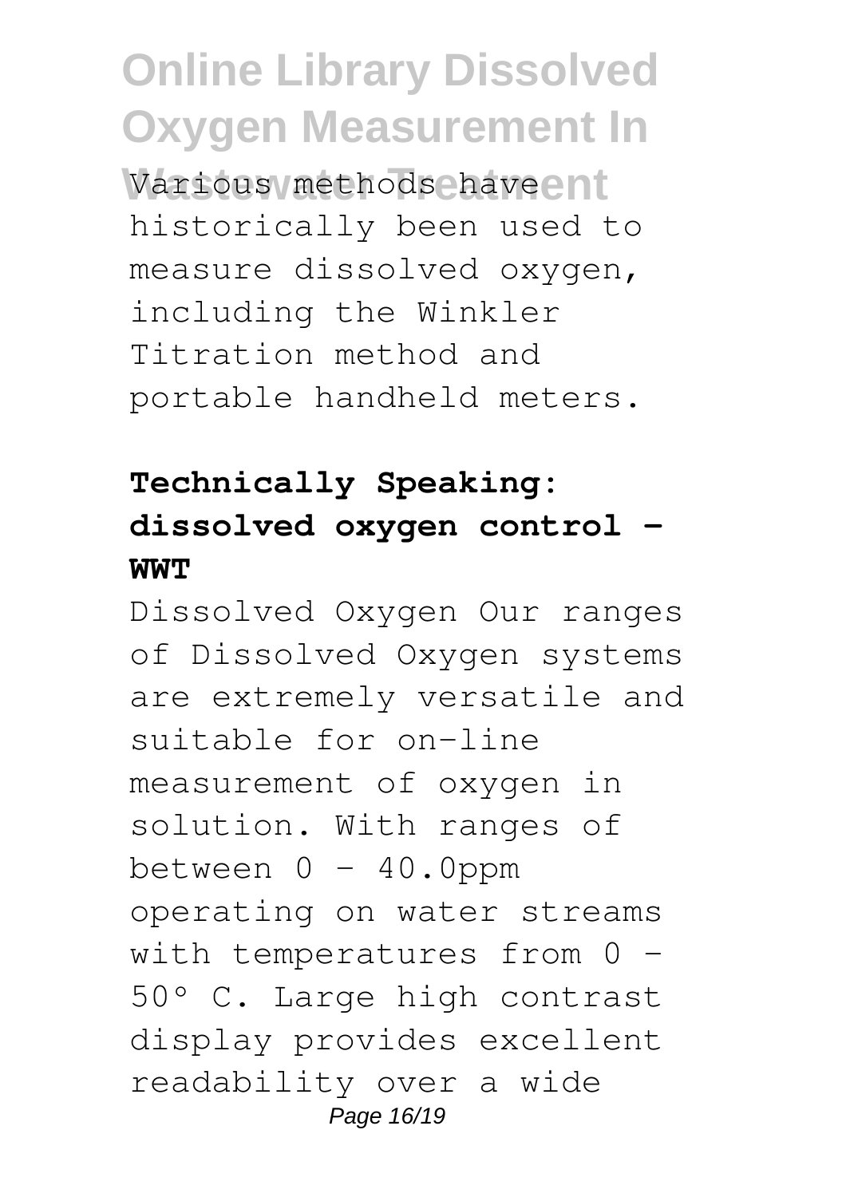Various methods have historically been used to measure dissolved oxygen, including the Winkler Titration method and portable handheld meters.

**Technically Speaking: dissolved oxygen control - WWT**

Dissolved Oxygen Our ranges of Dissolved Oxygen systems are extremely versatile and suitable for on-line measurement of oxygen in solution. With ranges of between 0 - 40.0ppm operating on water streams with temperatures from 0 - 50° C. Large high contrast display provides excellent readability over a wide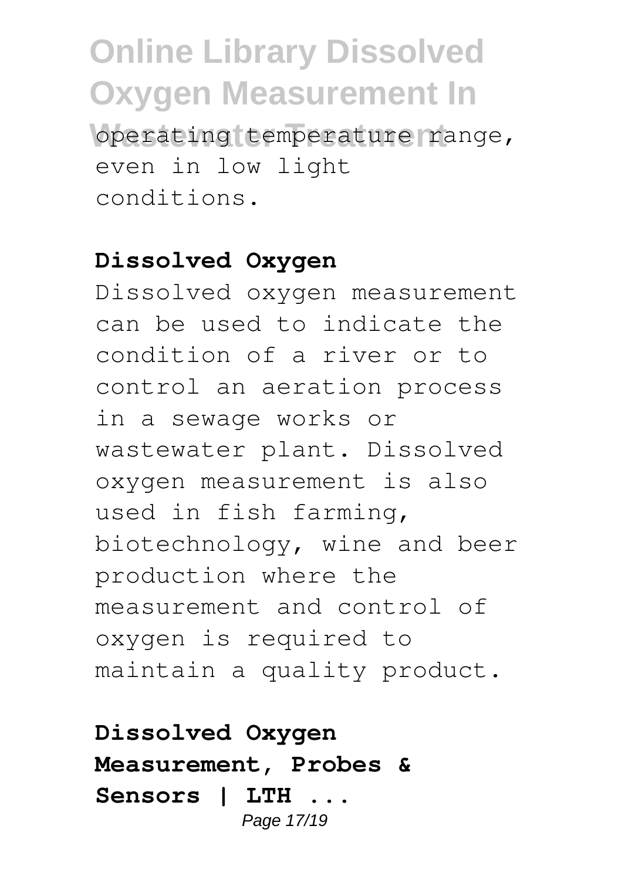operating temperature range, even in low light conditions.

**Dissolved Oxygen**

Dissolved oxygen measurement can be used to indicate the condition of a river or to control an aeration process in a sewage works or wastewater plant. Dissolved oxygen measurement is also used in fish farming, biotechnology, wine and beer production where the measurement and control of oxygen is required to maintain a quality product.

**Dissolved Oxygen Measurement, Probes & Sensors | LTH ...**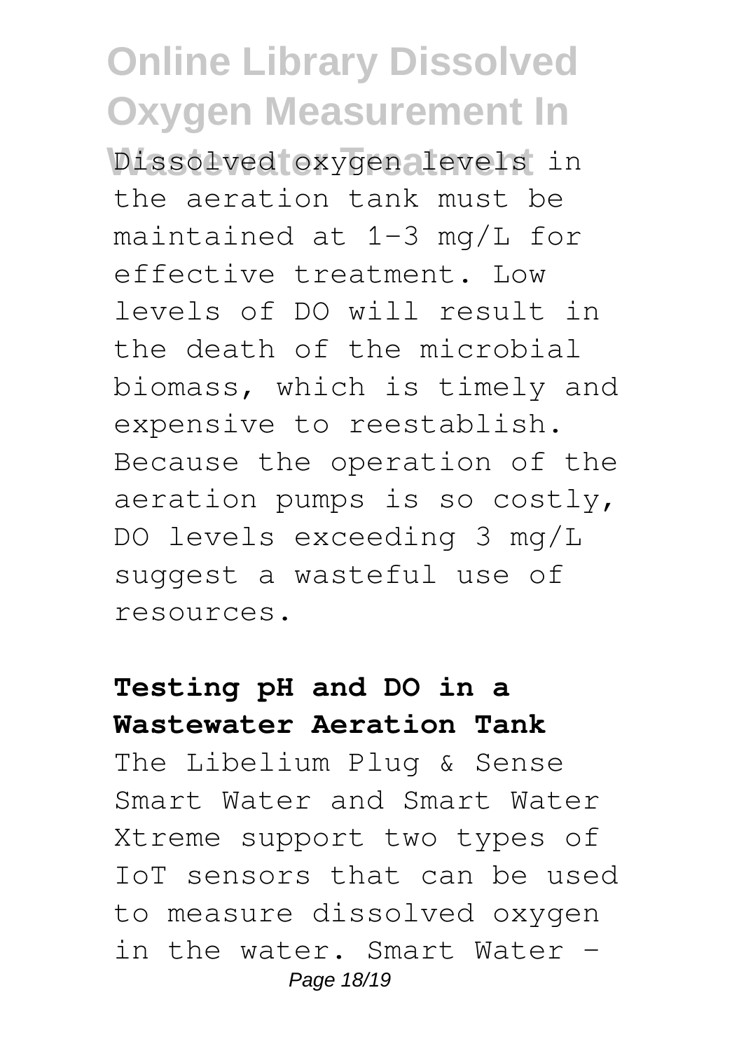Dissolved oxygen levels in the aeration tank must be maintained at 1-3 mg/L for effective treatment. Low levels of DO will result in the death of the microbial biomass, which is timely and expensive to reestablish. Because the operation of the aeration pumps is so costly, DO levels exceeding 3 mg/L suggest a wasteful use of resources.

**Testing pH and DO in a Wastewater Aeration Tank**

The Libelium Plug & Sense Smart Water and Smart Water Xtreme support two types of IoT sensors that can be used to measure dissolved oxygen in the water. Smart Water –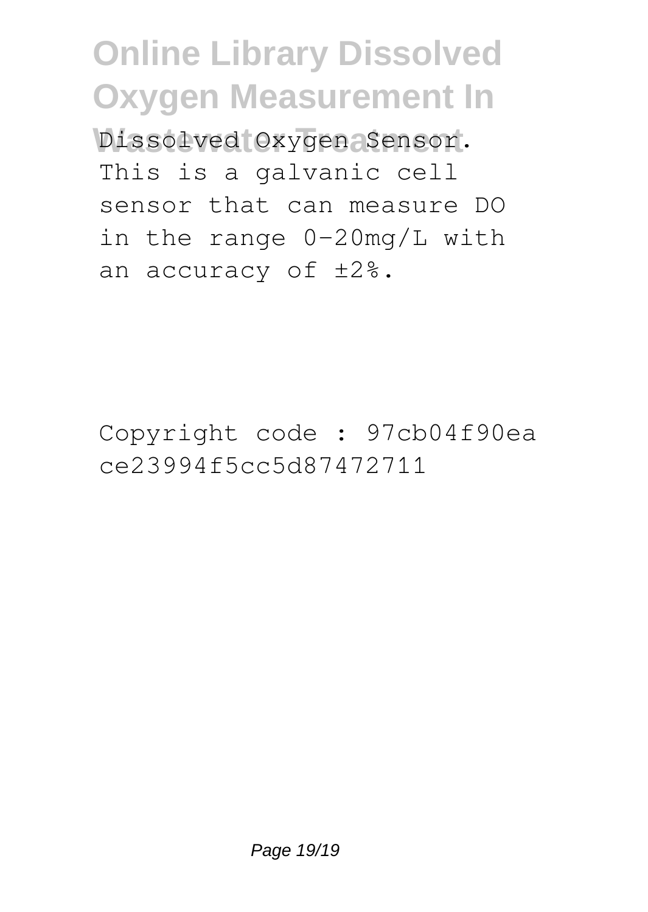Dissolved Oxygen Sensor. This is a galvanic cell sensor that can measure DO in the range 0-20mg/L with an accuracy of ±2%.

Copyright code : 97cb04f90eace23994f5cc5d87472711